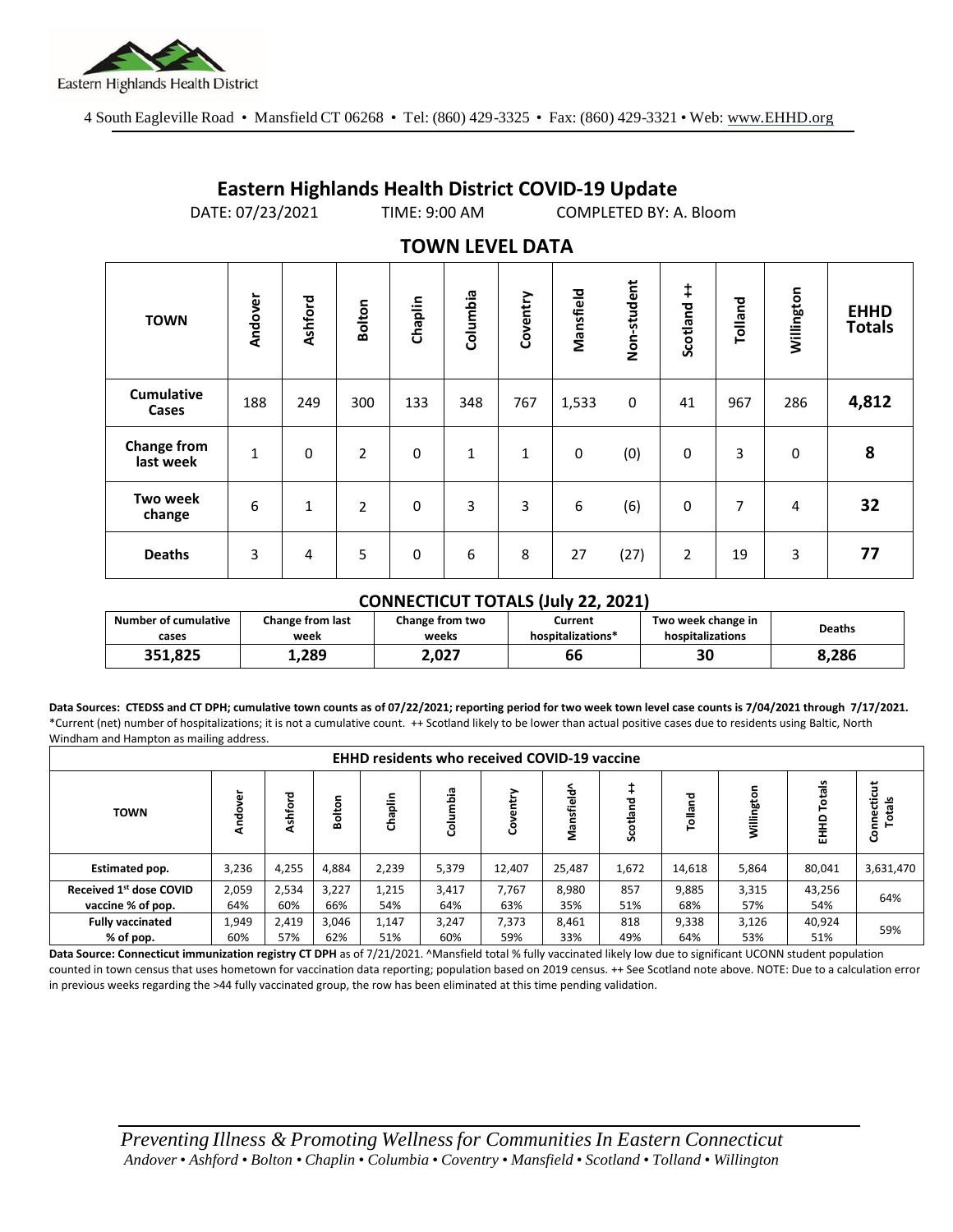Eastern Highlands Health District

4 South Eagleville Road • Mansfield CT 06268 • Tel: (860) 429-3325 • Fax: (860) 429-3321 • Web: www.EHHD.org

# Eastern Highlands Health District COVID-19 Update

DATE: 07/23/2021 TIME: 9:00 AM COMPLETED BY: A. Bloom

## TOWN LEVEL DATA

| TOWN | Andover | Ashford | Bolton | Chaplin | Columbia | Coventry | Mansfield | Non-student | Scotland ++ | Tolland | Willington | EHHD Totals |
|---|---|---|---|---|---|---|---|---|---|---|---|---|
| Cumulative Cases | 188 | 249 | 300 | 133 | 348 | 767 | 1,533 | 0 | 41 | 967 | 286 | **4,812** |
| Change from last week | 1 | 0 | 2 | 0 | 1 | 1 | 0 | (0) | 0 | 3 | 0 | **8** |
| Two week change | 6 | 1 | 2 | 0 | 3 | 3 | 6 | (6) | 0 | 7 | 4 | **32** |
| Deaths | 3 | 4 | 5 | 0 | 6 | 8 | 27 | (27) | 2 | 19 | 3 | **77** |

## CONNECTICUT TOTALS (July 22, 2021)

| Number of cumulative cases | Change from last week | Change from two weeks | Current hospitalizations* | Two week change in hospitalizations | Deaths |
|---|---|---|---|---|---|
| **351,825** | **1,289** | **2,027** | **66** | **30** | **8,286** |

**Data Sources: CTEDSS and CT DPH; cumulative town counts as of 07/22/2021; reporting period for two week town level case counts is 7/04/2021 through 7/17/2021.** *Current (net) number of hospitalizations; it is not a cumulative count. ++ Scotland likely to be lower than actual positive cases due to residents using Baltic, North Windham and Hampton as mailing address.

| EHHD residents who received COVID-19 vaccine | | | | | | | | | | | | |
|---|---|---|---|---|---|---|---|---|---|---|---|---|
| **TOWN** | Andover | Ashford | Bolton | Chaplin | Columbia | Coventry | Mansfield^ | Scotland ++ | Tolland | Willington | EHHD Totals | Connecticut Totals |
| **Estimated pop.** | 3,236 | 4,255 | 4,884 | 2,239 | 5,379 | 12,407 | 25,487 | 1,672 | 14,618 | 5,864 | 80,041 | 3,631,470 |
| **Received 1st dose COVID vaccine % of pop.** | 2,059 64% | 2,534 60% | 3,227 66% | 1,215 54% | 3,417 64% | 7,767 63% | 8,980 35% | 857 51% | 9,885 68% | 3,315 57% | 43,256 54% | 64% |
| **Fully vaccinated % of pop.** | 1,949 60% | 2,419 57% | 3,046 62% | 1,147 51% | 3,247 60% | 7,373 59% | 8,461 33% | 818 49% | 9,338 64% | 3,126 53% | 40,924 51% | 59% |

**Data Source: Connecticut immunization registry CT DPH** as of 7/21/2021. ^Mansfield total % fully vaccinated likely low due to significant UCONN student population counted in town census that uses hometown for vaccination data reporting; population based on 2019 census. ++ See Scotland note above. NOTE: Due to a calculation error in previous weeks regarding the >44 fully vaccinated group, the row has been eliminated at this time pending validation.

*Preventing Illness & Promoting Wellness for Communities In Eastern Connecticut*
*Andover • Ashford • Bolton • Chaplin • Columbia • Coventry • Mansfield • Scotland • Tolland • Willington*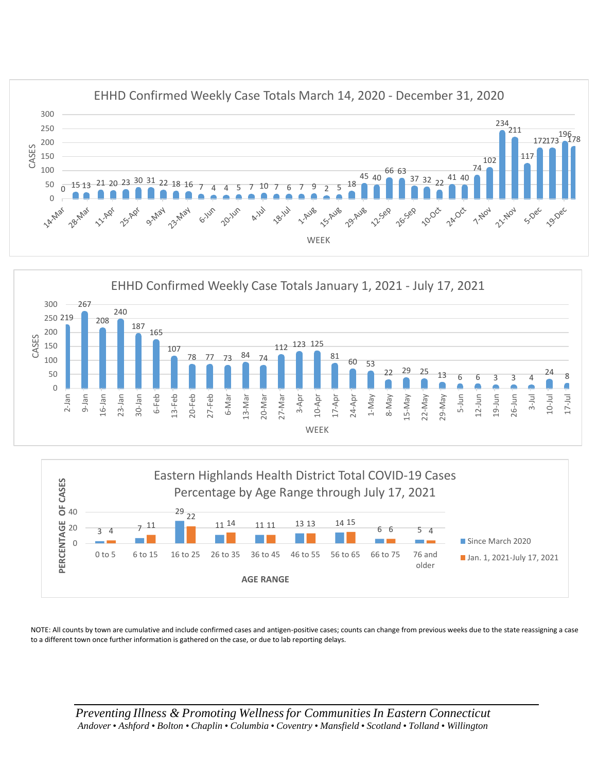EHHD Confirmed Weekly Case Totals March 14, 2020 - December 31, 2020

CASES

300
250
200
150
100
50
0

0 15 13 21 20 23 30 31 22 18 16 7 4 4 5 7 10 7 6 7 9 2 5 18 45 40 66 63 37 32 22 41 40 74 102 234 211 117 172 173 196 178

14-Mar 28-Mar 11-Apr 25-Apr 9-May 23-May 6-Jun 20-Jun 4-Jul 18-Jul 1-Aug 15-Aug 29-Aug 12-Sep 26-Sep 10-Oct 24-Oct 7-Nov 21-Nov 5-Dec 19-Dec

WEEK

EHHD Confirmed Weekly Case Totals January 1, 2021 - July 17, 2021

CASES

300
250
200
150
100
50
0

219 267 208 240 187 165 107 78 77 73 84 74 112 123 125 81 60 53 22 29 25 13 6 6 3 3 4 24 8

2-Jan 9-Jan 16-Jan 23-Jan 30-Jan 6-Feb 13-Feb 20-Feb 27-Feb 6-Mar 13-Mar 20-Mar 27-Mar 3-Apr 10-Apr 17-Apr 24-Apr 1-May 8-May 15-May 22-May 29-May 5-Jun 12-Jun 19-Jun 26-Jun 3-Jul 10-Jul 17-Jul

WEEK

Eastern Highlands Health District Total COVID-19 Cases
Percentage by Age Range through July 17, 2021

PERCENTAGE OF CASES

40
20
0

3 4 7 11 29 22 11 14 11 11 13 13 14 15 6 6 5 4

0 to 5, 6 to 15, 16 to 25, 26 to 35, 36 to 45, 46 to 55, 56 to 65, 66 to 75, 76 and older

AGE RANGE

Since March 2020
Jan. 1, 2021-July 17, 2021

NOTE: All counts by town are cumulative and include confirmed cases and antigen-positive cases; counts can change from previous weeks due to the state reassigning a case to a different town once further information is gathered on the case, or due to lab reporting delays.

*Preventing Illness & Promoting Wellness for Communities In Eastern Connecticut*
*Andover • Ashford • Bolton • Chaplin • Columbia • Coventry • Mansfield • Scotland • Tolland • Willington*